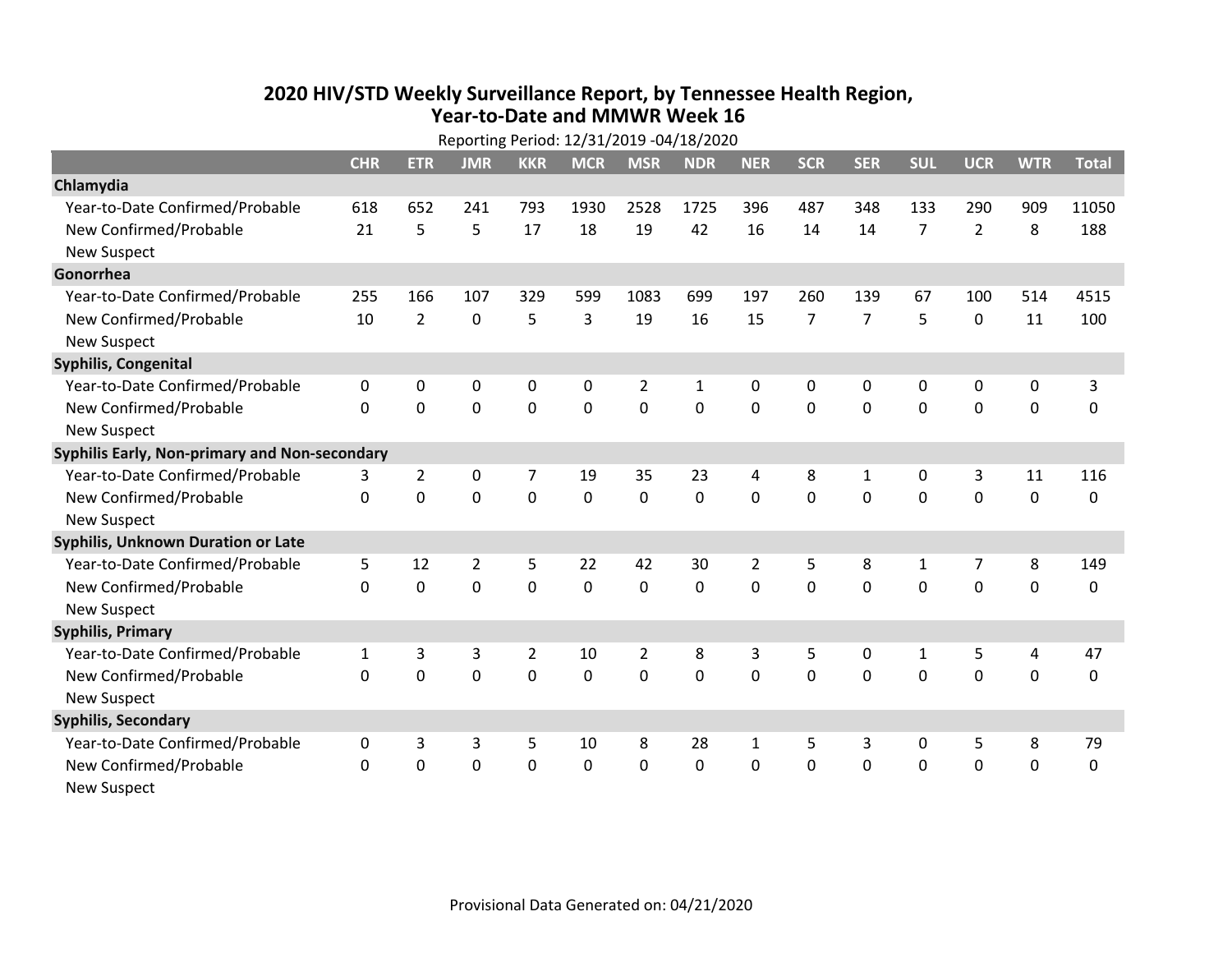# 2020 HIV/STD Weekly Surveillance Report, by Tennessee Health Region, Year-to-Date and MMWR Week 16

Reporting Period: 12/31/2019 -04/18/2020

| | CHR | ETR | JMR | KKR | MCR | MSR | NDR | NER | SCR | SER | SUL | UCR | WTR | Total |
|---|---|---|---|---|---|---|---|---|---|---|---|---|---|---|
| **Chlamydia** | | | | | | | | | | | | | | |
| Year-to-Date Confirmed/Probable | 618 | 652 | 241 | 793 | 1930 | 2528 | 1725 | 396 | 487 | 348 | 133 | 290 | 909 | 11050 |
| New Confirmed/Probable | 21 | 5 | 5 | 17 | 18 | 19 | 42 | 16 | 14 | 14 | 7 | 2 | 8 | 188 |
| New Suspect | | | | | | | | | | | | | | |
| **Gonorrhea** | | | | | | | | | | | | | | |
| Year-to-Date Confirmed/Probable | 255 | 166 | 107 | 329 | 599 | 1083 | 699 | 197 | 260 | 139 | 67 | 100 | 514 | 4515 |
| New Confirmed/Probable | 10 | 2 | 0 | 5 | 3 | 19 | 16 | 15 | 7 | 7 | 5 | 0 | 11 | 100 |
| New Suspect | | | | | | | | | | | | | | |
| **Syphilis, Congenital** | | | | | | | | | | | | | | |
| Year-to-Date Confirmed/Probable | 0 | 0 | 0 | 0 | 0 | 2 | 1 | 0 | 0 | 0 | 0 | 0 | 0 | 3 |
| New Confirmed/Probable | 0 | 0 | 0 | 0 | 0 | 0 | 0 | 0 | 0 | 0 | 0 | 0 | 0 | 0 |
| New Suspect | | | | | | | | | | | | | | |
| **Syphilis Early, Non-primary and Non-secondary** | | | | | | | | | | | | | | |
| Year-to-Date Confirmed/Probable | 3 | 2 | 0 | 7 | 19 | 35 | 23 | 4 | 8 | 1 | 0 | 3 | 11 | 116 |
| New Confirmed/Probable | 0 | 0 | 0 | 0 | 0 | 0 | 0 | 0 | 0 | 0 | 0 | 0 | 0 | 0 |
| New Suspect | | | | | | | | | | | | | | |
| **Syphilis, Unknown Duration or Late** | | | | | | | | | | | | | | |
| Year-to-Date Confirmed/Probable | 5 | 12 | 2 | 5 | 22 | 42 | 30 | 2 | 5 | 8 | 1 | 7 | 8 | 149 |
| New Confirmed/Probable | 0 | 0 | 0 | 0 | 0 | 0 | 0 | 0 | 0 | 0 | 0 | 0 | 0 | 0 |
| New Suspect | | | | | | | | | | | | | | |
| **Syphilis, Primary** | | | | | | | | | | | | | | |
| Year-to-Date Confirmed/Probable | 1 | 3 | 3 | 2 | 10 | 2 | 8 | 3 | 5 | 0 | 1 | 5 | 4 | 47 |
| New Confirmed/Probable | 0 | 0 | 0 | 0 | 0 | 0 | 0 | 0 | 0 | 0 | 0 | 0 | 0 | 0 |
| New Suspect | | | | | | | | | | | | | | |
| **Syphilis, Secondary** | | | | | | | | | | | | | | |
| Year-to-Date Confirmed/Probable | 0 | 3 | 3 | 5 | 10 | 8 | 28 | 1 | 5 | 3 | 0 | 5 | 8 | 79 |
| New Confirmed/Probable | 0 | 0 | 0 | 0 | 0 | 0 | 0 | 0 | 0 | 0 | 0 | 0 | 0 | 0 |
| New Suspect | | | | | | | | | | | | | | |

Provisional Data Generated on: 04/21/2020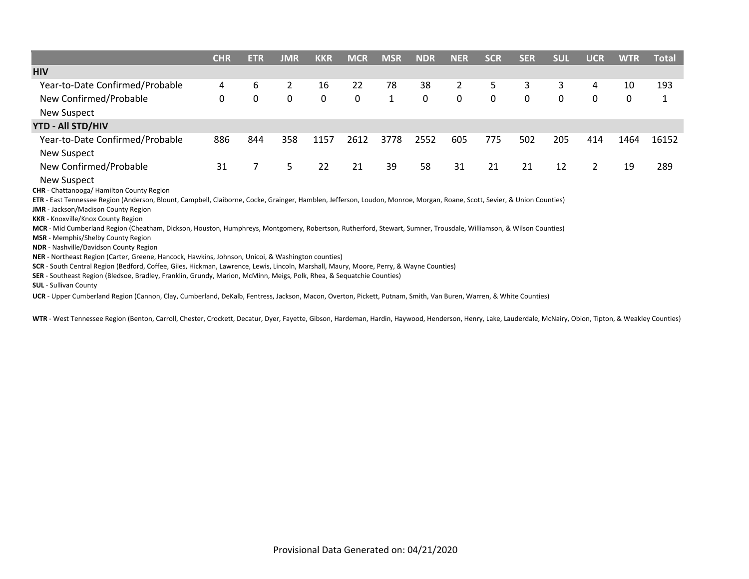| | CHR | ETR | JMR | KKR | MCR | MSR | NDR | NER | SCR | SER | SUL | UCR | WTR | Total |
|---|---|---|---|---|---|---|---|---|---|---|---|---|---|---|
| **HIV** | | | | | | | | | | | | | | |
| Year-to-Date Confirmed/Probable | 4 | 6 | 2 | 16 | 22 | 78 | 38 | 2 | 5 | 3 | 3 | 4 | 10 | 193 |
| New Confirmed/Probable | 0 | 0 | 0 | 0 | 0 | 1 | 0 | 0 | 0 | 0 | 0 | 0 | 0 | 1 |
| New Suspect | | | | | | | | | | | | | | |
| **YTD - All STD/HIV** | | | | | | | | | | | | | | |
| Year-to-Date Confirmed/Probable | 886 | 844 | 358 | 1157 | 2612 | 3778 | 2552 | 605 | 775 | 502 | 205 | 414 | 1464 | 16152 |
| New Suspect | | | | | | | | | | | | | | |
| New Confirmed/Probable | 31 | 7 | 5 | 22 | 21 | 39 | 58 | 31 | 21 | 21 | 12 | 2 | 19 | 289 |
| New Suspect | | | | | | | | | | | | | | |

**CHR** - Chattanooga/ Hamilton County Region

**ETR** - East Tennessee Region (Anderson, Blount, Campbell, Claiborne, Cocke, Grainger, Hamblen, Jefferson, Loudon, Monroe, Morgan, Roane, Scott, Sevier, & Union Counties)

**JMR** - Jackson/Madison County Region

**KKR** - Knoxville/Knox County Region

**MCR** - Mid Cumberland Region (Cheatham, Dickson, Houston, Humphreys, Montgomery, Robertson, Rutherford, Stewart, Sumner, Trousdale, Williamson, & Wilson Counties)

**MSR** - Memphis/Shelby County Region

**NDR** - Nashville/Davidson County Region

**NER** - Northeast Region (Carter, Greene, Hancock, Hawkins, Johnson, Unicoi, & Washington counties)

**SCR** - South Central Region (Bedford, Coffee, Giles, Hickman, Lawrence, Lewis, Lincoln, Marshall, Maury, Moore, Perry, & Wayne Counties)

**SER** - Southeast Region (Bledsoe, Bradley, Franklin, Grundy, Marion, McMinn, Meigs, Polk, Rhea, & Sequatchie Counties)

**SUL** - Sullivan County

**UCR** - Upper Cumberland Region (Cannon, Clay, Cumberland, DeKalb, Fentress, Jackson, Macon, Overton, Pickett, Putnam, Smith, Van Buren, Warren, & White Counties)

**WTR** - West Tennessee Region (Benton, Carroll, Chester, Crockett, Decatur, Dyer, Fayette, Gibson, Hardeman, Hardin, Haywood, Henderson, Henry, Lake, Lauderdale, McNairy, Obion, Tipton, & Weakley Counties)

Provisional Data Generated on: 04/21/2020